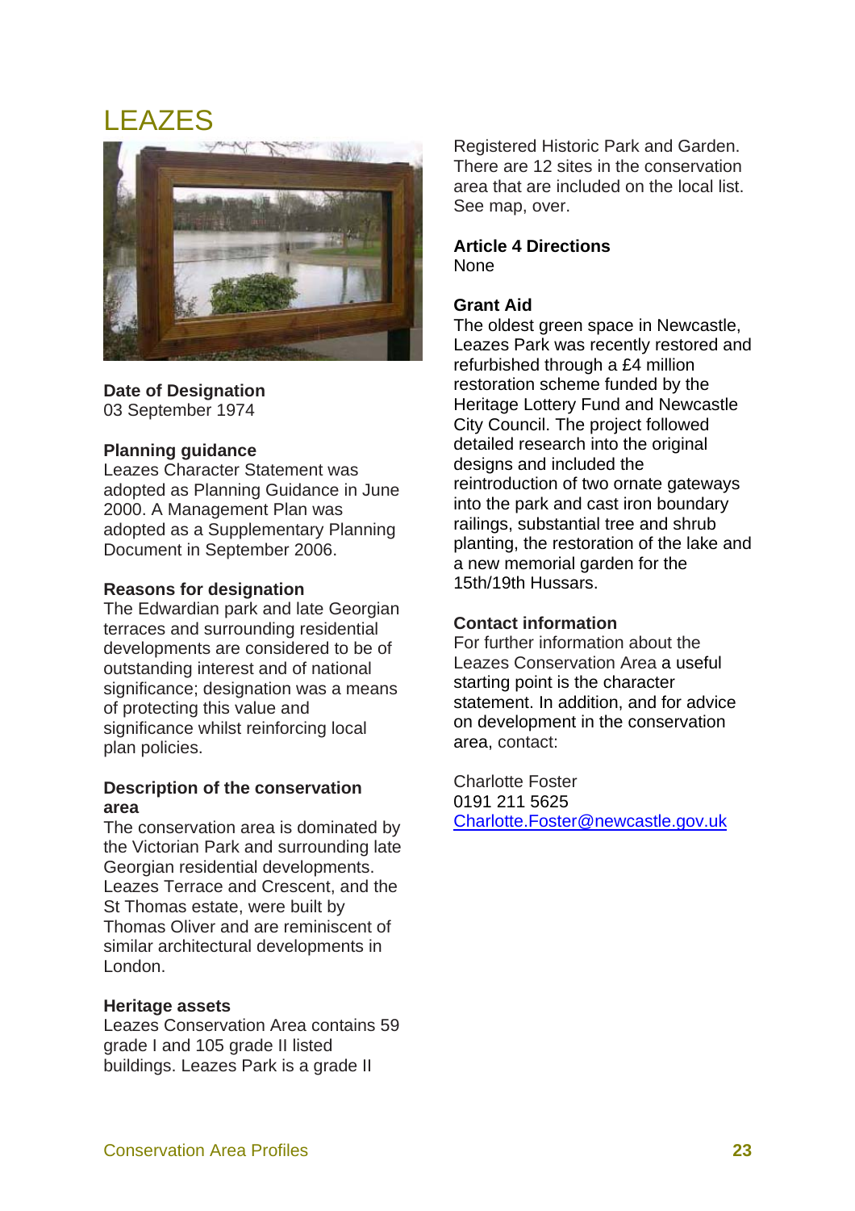# LEAZES

**Date of Designation**
03 September 1974

**Planning guidance**
Leazes Character Statement was adopted as Planning Guidance in June 2000. A Management Plan was adopted as a Supplementary Planning Document in September 2006.

**Reasons for designation**
The Edwardian park and late Georgian terraces and surrounding residential developments are considered to be of outstanding interest and of national significance; designation was a means of protecting this value and significance whilst reinforcing local plan policies.

**Description of the conservation area**
The conservation area is dominated by the Victorian Park and surrounding late Georgian residential developments. Leazes Terrace and Crescent, and the St Thomas estate, were built by Thomas Oliver and are reminiscent of similar architectural developments in London.

**Heritage assets**
Leazes Conservation Area contains 59 grade I and 105 grade II listed buildings. Leazes Park is a grade II Registered Historic Park and Garden. There are 12 sites in the conservation area that are included on the local list. See map, over.

**Article 4 Directions**
None

**Grant Aid**
The oldest green space in Newcastle, Leazes Park was recently restored and refurbished through a £4 million restoration scheme funded by the Heritage Lottery Fund and Newcastle City Council. The project followed detailed research into the original designs and included the reintroduction of two ornate gateways into the park and cast iron boundary railings, substantial tree and shrub planting, the restoration of the lake and a new memorial garden for the 15th/19th Hussars.

**Contact information**
For further information about the Leazes Conservation Area a useful starting point is the character statement. In addition, and for advice on development in the conservation area, contact:

Charlotte Foster
0191 211 5625
Charlotte.Foster@newcastle.gov.uk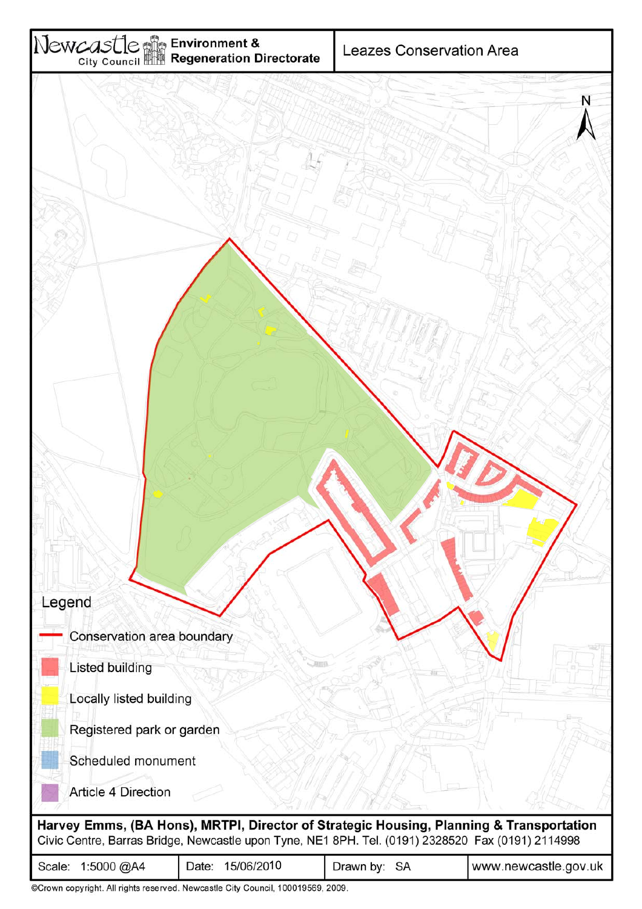Newcastle City Council

**Environment & Regeneration Directorate**

# Leazes Conservation Area

N

**Legend**

- Conservation area boundary
- Listed building
- Locally listed building
- Registered park or garden
- Scheduled monument
- Article 4 Direction

**Harvey Emms, (BA Hons), MRTPI, Director of Strategic Housing, Planning & Transportation**
Civic Centre, Barras Bridge, Newcastle upon Tyne, NE1 8PH. Tel. (0191) 2328520 Fax (0191) 2114998

| Scale: 1:5000 @A4 | Date: 15/06/2010 | Drawn by: SA | www.newcastle.gov.uk |
| --- | --- | --- | --- |

©Crown copyright. All rights reserved. Newcastle City Council, 100019569, 2009.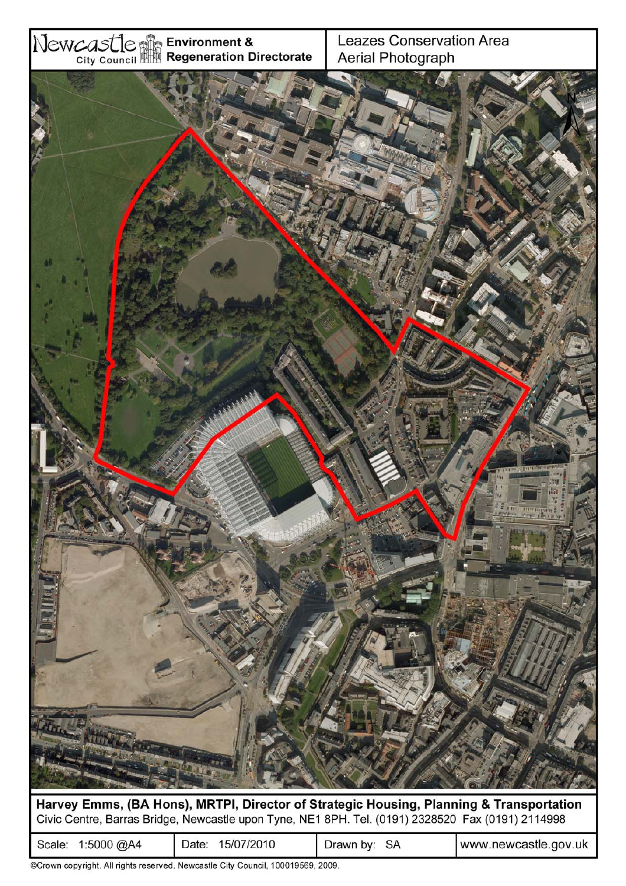Newcastle City Council

**Environment & Regeneration Directorate**

Leazes Conservation Area
Aerial Photograph

**Harvey Emms, (BA Hons), MRTPI, Director of Strategic Housing, Planning & Transportation**
Civic Centre, Barras Bridge, Newcastle upon Tyne, NE1 8PH. Tel. (0191) 2328520 Fax (0191) 2114998

| | | | |
|---|---|---|---|
| Scale: 1:5000 @A4 | Date: 15/07/2010 | Drawn by: SA | www.newcastle.gov.uk |

©Crown copyright. All rights reserved. Newcastle City Council, 100019569, 2009.